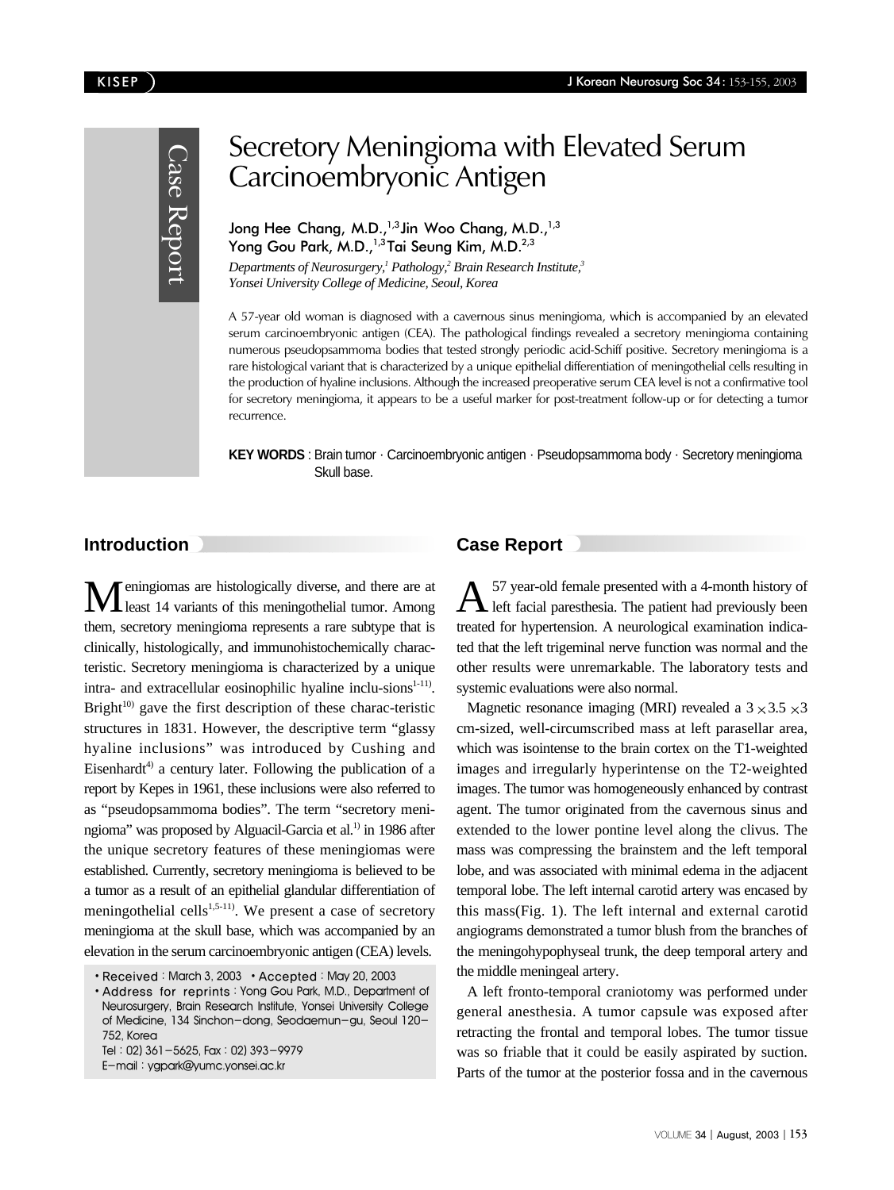Case Report

# Secretory Meningioma with Elevated Serum Carcinoembryonic Antigen

Jong Hee Chang, M.D.,[1,3] Jin Woo Chang, M.D.,[1,3] Yong Gou Park, M.D.,[1,3] Tai Seung Kim, M.D.[2,3]

*Departments of Neurosurgery,[1] Pathology,[2] Brain Research Institute,[3] Yonsei University College of Medicine, Seoul, Korea*

A 57-year old woman is diagnosed with a cavernous sinus meningioma, which is accompanied by an elevated serum carcinoembryonic antigen (CEA). The pathological findings revealed a secretory meningioma containing numerous pseudopsammoma bodies that tested strongly periodic acid-Schiff positive. Secretory meningioma is a rare histological variant that is characterized by a unique epithelial differentiation of meningothelial cells resulting in the production of hyaline inclusions. Although the increased preoperative serum CEA level is not a confirmative tool for secretory meningioma, it appears to be a useful marker for post-treatment follow-up or for detecting a tumor recurrence.

**KEY WORDS** : Brain tumor · Carcinoembryonic antigen · Pseudopsammoma body · Secretory meningioma Skull base.

## Introduction

Meningiomas are histologically diverse, and there are at least 14 variants of this meningothelial tumor. Among them, secretory meningioma represents a rare subtype that is clinically, histologically, and immunohistochemically characteristic. Secretory meningioma is characterized by a unique intra- and extracellular eosinophilic hyaline inclu-sions[1-11]. Bright[10] gave the first description of these charac-teristic structures in 1831. However, the descriptive term "glassy hyaline inclusions" was introduced by Cushing and Eisenhardt[4] a century later. Following the publication of a report by Kepes in 1961, these inclusions were also referred to as "pseudopsammoma bodies". The term "secretory meningioma" was proposed by Alguacil-Garcia et al.[1] in 1986 after the unique secretory features of these meningiomas were established. Currently, secretory meningioma is believed to be a tumor as a result of an epithelial glandular differentiation of meningothelial cells[1,5-11]. We present a case of secretory meningioma at the skull base, which was accompanied by an elevation in the serum carcinoembryonic antigen (CEA) levels.

• Received : March 3, 2003 • Accepted : May 20, 2003
• Address for reprints : Yong Gou Park, M.D., Department of Neurosurgery, Brain Research Institute, Yonsei University College of Medicine, 134 Sinchon-dong, Seodaemun-gu, Seoul 120-752, Korea
Tel : 02) 361-5625, Fax : 02) 393-9979
E-mail : ygpark@yumc.yonsei.ac.kr

## Case Report

A 57 year-old female presented with a 4-month history of left facial paresthesia. The patient had previously been treated for hypertension. A neurological examination indicated that the left trigeminal nerve function was normal and the other results were unremarkable. The laboratory tests and systemic evaluations were also normal.

Magnetic resonance imaging (MRI) revealed a $3 \times 3.5 \times 3$ cm-sized, well-circumscribed mass at left parasellar area, which was isointense to the brain cortex on the T1-weighted images and irregularly hyperintense on the T2-weighted images. The tumor was homogeneously enhanced by contrast agent. The tumor originated from the cavernous sinus and extended to the lower pontine level along the clivus. The mass was compressing the brainstem and the left temporal lobe, and was associated with minimal edema in the adjacent temporal lobe. The left internal carotid artery was encased by this mass(Fig. 1). The left internal and external carotid angiograms demonstrated a tumor blush from the branches of the meningohypophyseal trunk, the deep temporal artery and the middle meningeal artery.

A left fronto-temporal craniotomy was performed under general anesthesia. A tumor capsule was exposed after retracting the frontal and temporal lobes. The tumor tissue was so friable that it could be easily aspirated by suction. Parts of the tumor at the posterior fossa and in the cavernous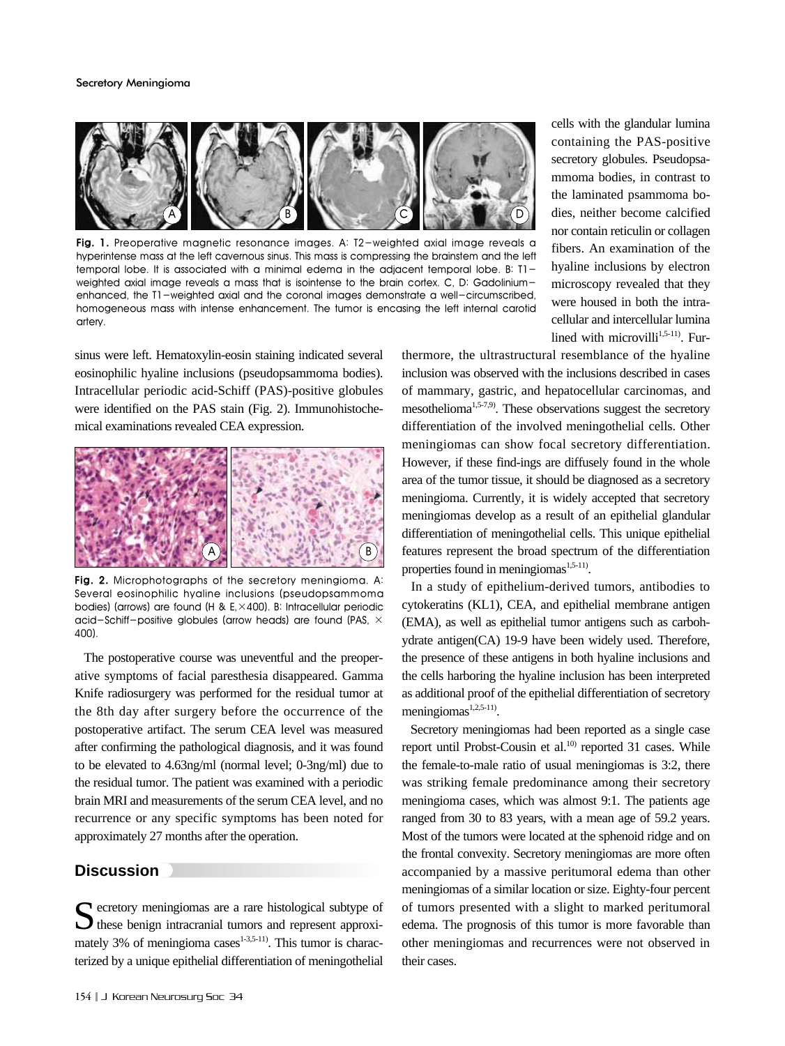Fig. 1. Preoperative magnetic resonance images. A: T2–weighted axial image reveals a hyperintense mass at the left cavernous sinus. This mass is compressing the brainstem and the left temporal lobe. It is associated with a minimal edema in the adjacent temporal lobe. B: T1–weighted axial image reveals a mass that is isointense to the brain cortex. C, D: Gadolinium–enhanced, the T1–weighted axial and the coronal images demonstrate a well–circumscribed, homogeneous mass with intense enhancement. The tumor is encasing the left internal carotid artery.

sinus were left. Hematoxylin-eosin staining indicated several eosinophilic hyaline inclusions (pseudopsammoma bodies). Intracellular periodic acid-Schiff (PAS)-positive globules were identified on the PAS stain (Fig. 2). Immunohistochemical examinations revealed CEA expression.

Fig. 2. Microphotographs of the secretory meningioma. A: Several eosinophilic hyaline inclusions (pseudopsammoma bodies) (arrows) are found (H & E, ×400). B: Intracellular periodic acid–Schiff–positive globules (arrow heads) are found (PAS, × 400).

The postoperative course was uneventful and the preoperative symptoms of facial paresthesia disappeared. Gamma Knife radiosurgery was performed for the residual tumor at the 8th day after surgery before the occurrence of the postoperative artifact. The serum CEA level was measured after confirming the pathological diagnosis, and it was found to be elevated to 4.63ng/ml (normal level; 0-3ng/ml) due to the residual tumor. The patient was examined with a periodic brain MRI and measurements of the serum CEA level, and no recurrence or any specific symptoms has been noted for approximately 27 months after the operation.

## Discussion

Secretory meningiomas are a rare histological subtype of these benign intracranial tumors and represent approximately 3% of meningioma cases[1-3,5-11]. This tumor is characterized by a unique epithelial differentiation of meningothelial cells with the glandular lumina containing the PAS-positive secretory globules. Pseudopsammoma bodies, in contrast to the laminated psammoma bodies, neither become calcified nor contain reticulin or collagen fibers. An examination of the hyaline inclusions by electron microscopy revealed that they were housed in both the intracellular and intercellular lumina lined with microvilli[1,5-11]. Furthermore, the ultrastructural resemblance of the hyaline inclusion was observed with the inclusions described in cases of mammary, gastric, and hepatocellular carcinomas, and mesothelioma[1,5-7,9]. These observations suggest the secretory differentiation of the involved meningothelial cells. Other meningiomas can show focal secretory differentiation. However, if these find-ings are diffusely found in the whole area of the tumor tissue, it should be diagnosed as a secretory meningioma. Currently, it is widely accepted that secretory meningiomas develop as a result of an epithelial glandular differentiation of meningothelial cells. This unique epithelial features represent the broad spectrum of the differentiation properties found in meningiomas[1,5-11].

In a study of epithelium-derived tumors, antibodies to cytokeratins (KL1), CEA, and epithelial membrane antigen (EMA), as well as epithelial tumor antigens such as carbohydrate antigen(CA) 19-9 have been widely used. Therefore, the presence of these antigens in both hyaline inclusions and the cells harboring the hyaline inclusion has been interpreted as additional proof of the epithelial differentiation of secretory meningiomas[1,2,5-11].

Secretory meningiomas had been reported as a single case report until Probst-Cousin et al.[10] reported 31 cases. While the female-to-male ratio of usual meningiomas is 3:2, there was striking female predominance among their secretory meningioma cases, which was almost 9:1. The patients age ranged from 30 to 83 years, with a mean age of 59.2 years. Most of the tumors were located at the sphenoid ridge and on the frontal convexity. Secretory meningiomas are more often accompanied by a massive peritumoral edema than other meningiomas of a similar location or size. Eighty-four percent of tumors presented with a slight to marked peritumoral edema. The prognosis of this tumor is more favorable than other meningiomas and recurrences were not observed in their cases.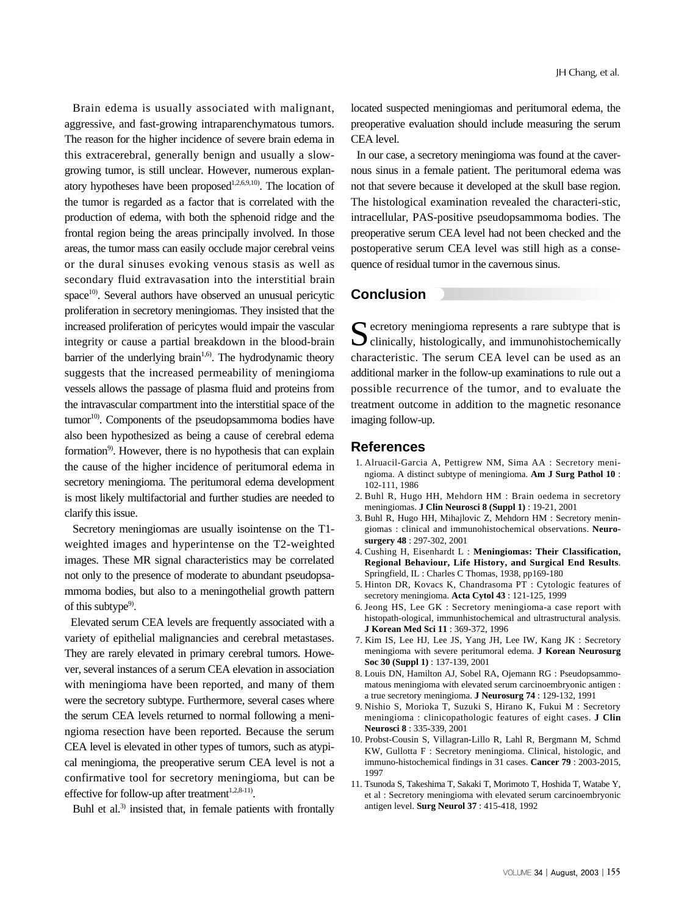Brain edema is usually associated with malignant, aggressive, and fast-growing intraparenchymatous tumors. The reason for the higher incidence of severe brain edema in this extracerebral, generally benign and usually a slow-growing tumor, is still unclear. However, numerous explanatory hypotheses have been proposed[1,2,6,9,10]. The location of the tumor is regarded as a factor that is correlated with the production of edema, with both the sphenoid ridge and the frontal region being the areas principally involved. In those areas, the tumor mass can easily occlude major cerebral veins or the dural sinuses evoking venous stasis as well as secondary fluid extravasation into the interstitial brain space[10]. Several authors have observed an unusual pericytic proliferation in secretory meningiomas. They insisted that the increased proliferation of pericytes would impair the vascular integrity or cause a partial breakdown in the blood-brain barrier of the underlying brain[1,6]. The hydrodynamic theory suggests that the increased permeability of meningioma vessels allows the passage of plasma fluid and proteins from the intravascular compartment into the interstitial space of the tumor[10]. Components of the pseudopsammoma bodies have also been hypothesized as being a cause of cerebral edema formation[9]. However, there is no hypothesis that can explain the cause of the higher incidence of peritumoral edema in secretory meningioma. The peritumoral edema development is most likely multifactorial and further studies are needed to clarify this issue.

Secretory meningiomas are usually isointense on the T1-weighted images and hyperintense on the T2-weighted images. These MR signal characteristics may be correlated not only to the presence of moderate to abundant pseudopsammoma bodies, but also to a meningothelial growth pattern of this subtype[9].

Elevated serum CEA levels are frequently associated with a variety of epithelial malignancies and cerebral metastases. They are rarely elevated in primary cerebral tumors. However, several instances of a serum CEA elevation in association with meningioma have been reported, and many of them were the secretory subtype. Furthermore, several cases where the serum CEA levels returned to normal following a meningioma resection have been reported. Because the serum CEA level is elevated in other types of tumors, such as atypical meningioma, the preoperative serum CEA level is not a confirmative tool for secretory meningioma, but can be effective for follow-up after treatment[1,2,8-11].

Buhl et al.[3] insisted that, in female patients with frontally located suspected meningiomas and peritumoral edema, the preoperative evaluation should include measuring the serum CEA level.

In our case, a secretory meningioma was found at the cavernous sinus in a female patient. The peritumoral edema was not that severe because it developed at the skull base region. The histological examination revealed the characteri-stic, intracellular, PAS-positive pseudopsammoma bodies. The preoperative serum CEA level had not been checked and the postoperative serum CEA level was still high as a consequence of residual tumor in the cavernous sinus.

## Conclusion

Secretory meningioma represents a rare subtype that is clinically, histologically, and immunohistochemically characteristic. The serum CEA level can be used as an additional marker in the follow-up examinations to rule out a possible recurrence of the tumor, and to evaluate the treatment outcome in addition to the magnetic resonance imaging follow-up.

## References

1. Alruacil-Garcia A, Pettigrew NM, Sima AA : Secretory meningioma. A distinct subtype of meningioma. **Am J Surg Pathol 10** : 102-111, 1986
2. Buhl R, Hugo HH, Mehdorn HM : Brain oedema in secretory meningiomas. **J Clin Neurosci 8 (Suppl 1)** : 19-21, 2001
3. Buhl R, Hugo HH, Mihajlovic Z, Mehdorn HM : Secretory meningiomas : clinical and immunohistochemical observations. **Neurosurgery 48** : 297-302, 2001
4. Cushing H, Eisenhardt L : **Meningiomas: Their Classification, Regional Behaviour, Life History, and Surgical End Results**. Springfield, IL : Charles C Thomas, 1938, pp169-180
5. Hinton DR, Kovacs K, Chandrasoma PT : Cytologic features of secretory meningioma. **Acta Cytol 43** : 121-125, 1999
6. Jeong HS, Lee GK : Secretory meningioma-a case report with histopath-ological, immunhistochemical and ultrastructural analysis. **J Korean Med Sci 11** : 369-372, 1996
7. Kim IS, Lee HJ, Lee JS, Yang JH, Lee IW, Kang JK : Secretory meningioma with severe peritumoral edema. **J Korean Neurosurg Soc 30 (Suppl 1)** : 137-139, 2001
8. Louis DN, Hamilton AJ, Sobel RA, Ojemann RG : Pseudopsammomatous meningioma with elevated serum carcinoembryonic antigen : a true secretory meningioma. **J Neurosurg 74** : 129-132, 1991
9. Nishio S, Morioka T, Suzuki S, Hirano K, Fukui M : Secretory meningioma : clinicopathologic features of eight cases. **J Clin Neurosci 8** : 335-339, 2001
10. Probst-Cousin S, Villagran-Lillo R, Lahl R, Bergmann M, Schmd KW, Gullotta F : Secretory meningioma. Clinical, histologic, and immuno-histochemical findings in 31 cases. **Cancer 79** : 2003-2015, 1997
11. Tsunoda S, Takeshima T, Sakaki T, Morimoto T, Hoshida T, Watabe Y, et al : Secretory meningioma with elevated serum carcinoembryonic antigen level. **Surg Neurol 37** : 415-418, 1992